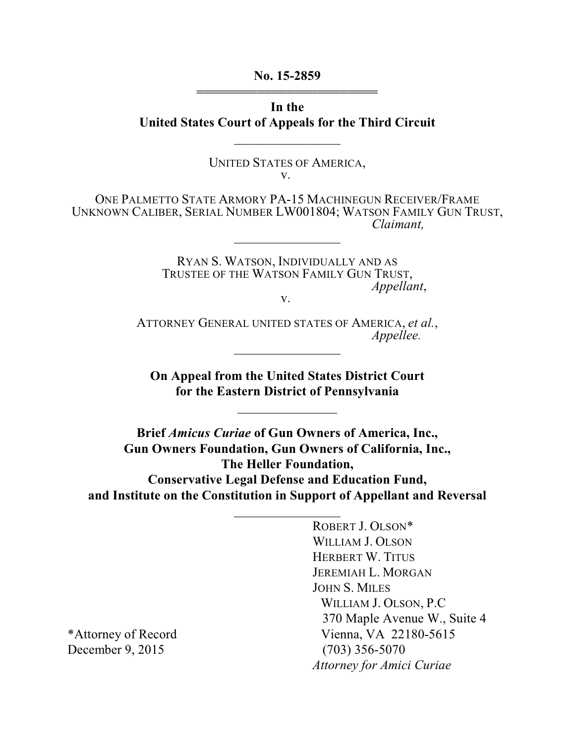**No. 15-2859**

---

**In the**
**United States Court of Appeals for the Third Circuit**

---

UNITED STATES OF AMERICA,
v.

ONE PALMETTO STATE ARMORY PA-15 MACHINEGUN RECEIVER/FRAME UNKNOWN CALIBER, SERIAL NUMBER LW001804; WATSON FAMILY GUN TRUST,
*Claimant,*

---

RYAN S. WATSON, INDIVIDUALLY AND AS TRUSTEE OF THE WATSON FAMILY GUN TRUST,
*Appellant*,
v.

ATTORNEY GENERAL UNITED STATES OF AMERICA, *et al.*,
*Appellee.*

---

**On Appeal from the United States District Court for the Eastern District of Pennsylvania**

---

**Brief *Amicus Curiae* of Gun Owners of America, Inc., Gun Owners Foundation, Gun Owners of California, Inc., The Heller Foundation, Conservative Legal Defense and Education Fund, and Institute on the Constitution in Support of Appellant and Reversal**

---

ROBERT J. OLSON*
WILLIAM J. OLSON
HERBERT W. TITUS
JEREMIAH L. MORGAN
JOHN S. MILES
WILLIAM J. OLSON, P.C
370 Maple Avenue W., Suite 4
Vienna, VA 22180-5615
(703) 356-5070
*Attorney for Amici Curiae*

*Attorney of Record
December 9, 2015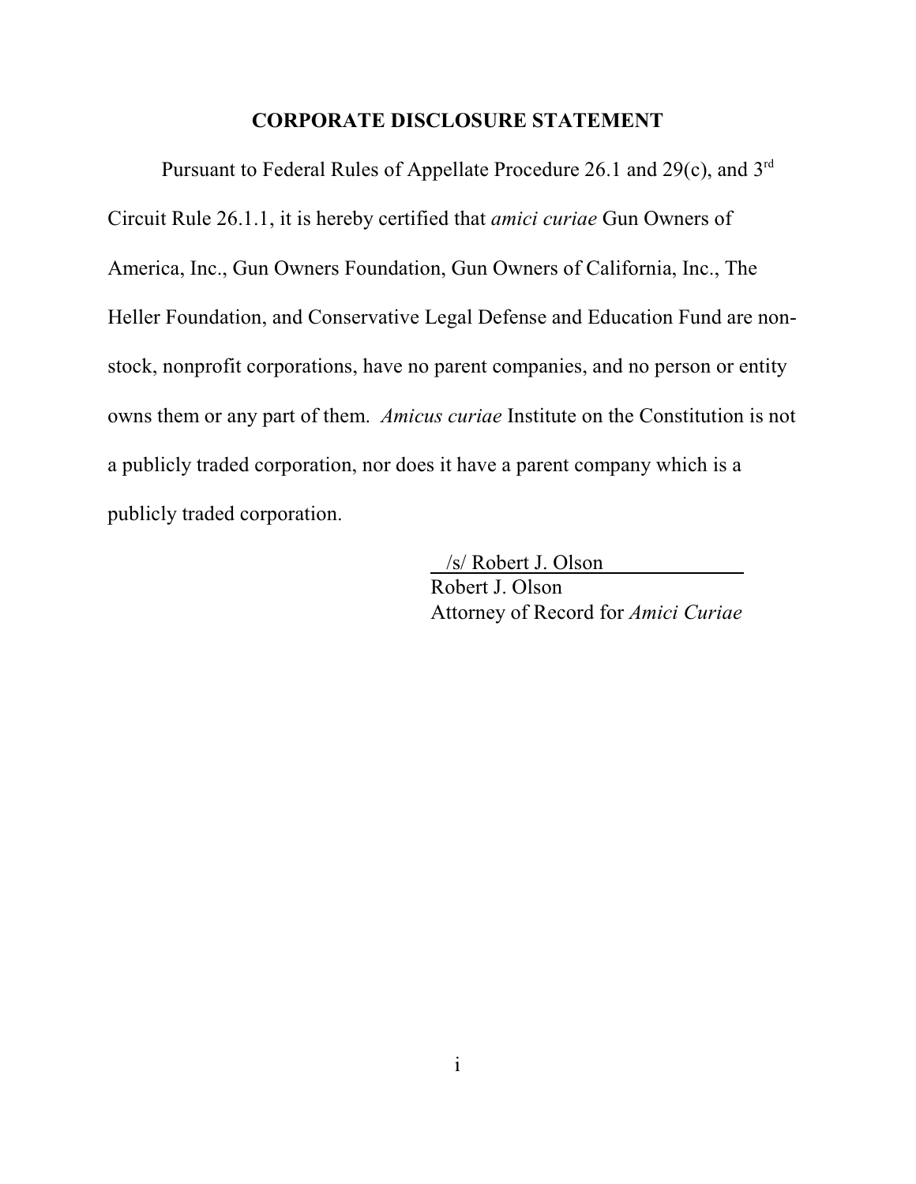## CORPORATE DISCLOSURE STATEMENT

Pursuant to Federal Rules of Appellate Procedure 26.1 and 29(c), and 3rd Circuit Rule 26.1.1, it is hereby certified that *amici curiae* Gun Owners of America, Inc., Gun Owners Foundation, Gun Owners of California, Inc., The Heller Foundation, and Conservative Legal Defense and Education Fund are non-stock, nonprofit corporations, have no parent companies, and no person or entity owns them or any part of them. *Amicus curiae* Institute on the Constitution is not a publicly traded corporation, nor does it have a parent company which is a publicly traded corporation.

/s/ Robert J. Olson
Robert J. Olson
Attorney of Record for *Amici Curiae*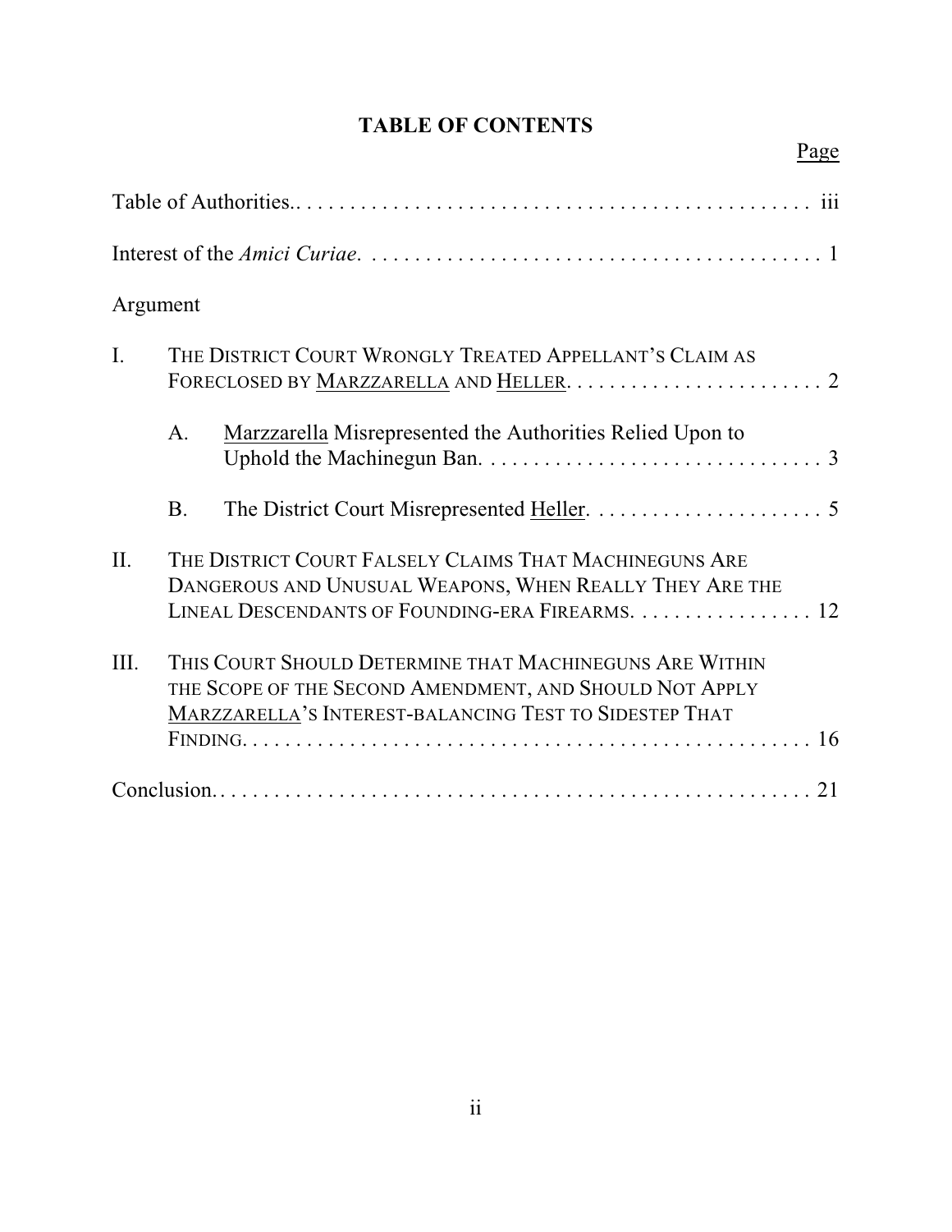# TABLE OF CONTENTS

Page

Table of Authorities.. . . . . . . . . . . . . . . . . . . . . . . . . . . . . . . . . . . . . . . . . . . . . . . iii

Interest of the *Amici Curiae*. . . . . . . . . . . . . . . . . . . . . . . . . . . . . . . . . . . . . . . . . . . 1

Argument

I. THE DISTRICT COURT WRONGLY TREATED APPELLANT'S CLAIM AS FORECLOSED BY MARZZARELLA AND HELLER. . . . . . . . . . . . . . . . . . . . . . . . 2

 A. Marzzarella Misrepresented the Authorities Relied Upon to Uphold the Machinegun Ban. . . . . . . . . . . . . . . . . . . . . . . . . . . . . . . . 3

 B. The District Court Misrepresented Heller. . . . . . . . . . . . . . . . . . . . . . 5

II. THE DISTRICT COURT FALSELY CLAIMS THAT MACHINEGUNS ARE DANGEROUS AND UNUSUAL WEAPONS, WHEN REALLY THEY ARE THE LINEAL DESCENDANTS OF FOUNDING-ERA FIREARMS. . . . . . . . . . . . . . . . . 12

III. THIS COURT SHOULD DETERMINE THAT MACHINEGUNS ARE WITHIN THE SCOPE OF THE SECOND AMENDMENT, AND SHOULD NOT APPLY MARZZARELLA'S INTEREST-BALANCING TEST TO SIDESTEP THAT FINDING. . . . . . . . . . . . . . . . . . . . . . . . . . . . . . . . . . . . . . . . . . . . . . . . . . . . 16

Conclusion.. . . . . . . . . . . . . . . . . . . . . . . . . . . . . . . . . . . . . . . . . . . . . . . . . . . . . . 21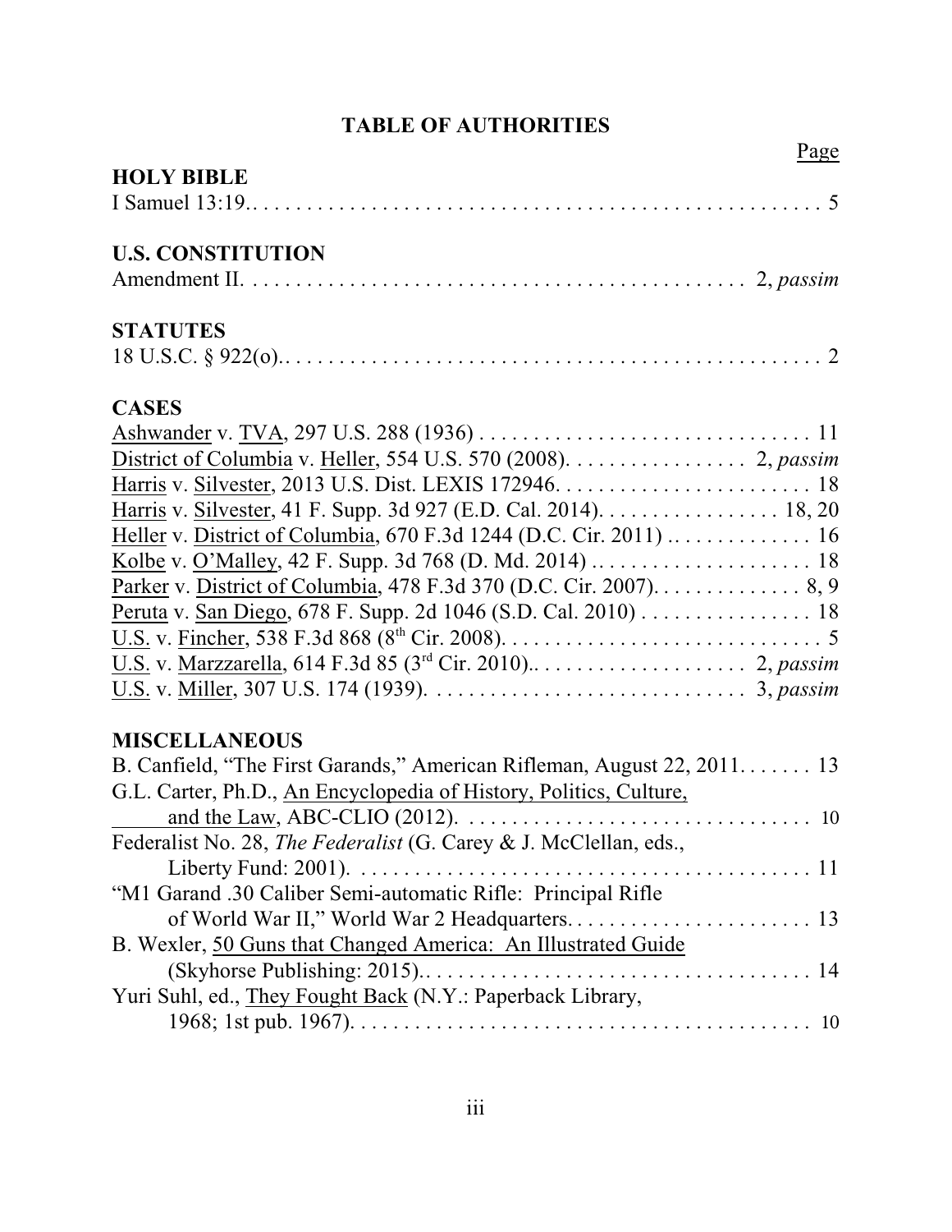# TABLE OF AUTHORITIES

Page

**HOLY BIBLE**

I Samuel 13:19. . . . . . . . . . . . . . . . . . . . . . . . . . . . . . . . . . . . . . . . . . . . . . . . . . . . 5

**U.S. CONSTITUTION**

Amendment II. . . . . . . . . . . . . . . . . . . . . . . . . . . . . . . . . . . . . . . . . . . . . . 2, *passim*

**STATUTES**

18 U.S.C. § 922(o). . . . . . . . . . . . . . . . . . . . . . . . . . . . . . . . . . . . . . . . . . . . . . . . . 2

**CASES**

Ashwander v. TVA, 297 U.S. 288 (1936) . . . . . . . . . . . . . . . . . . . . . . . . . . . . . . . 11
District of Columbia v. Heller, 554 U.S. 570 (2008). . . . . . . . . . . . . . . . . 2, *passim*
Harris v. Silvester, 2013 U.S. Dist. LEXIS 172946. . . . . . . . . . . . . . . . . . . . . . . . 18
Harris v. Silvester, 41 F. Supp. 3d 927 (E.D. Cal. 2014). . . . . . . . . . . . . . . . . 18, 20
Heller v. District of Columbia, 670 F.3d 1244 (D.C. Cir. 2011) . . . . . . . . . . . . . . 16
Kolbe v. O'Malley, 42 F. Supp. 3d 768 (D. Md. 2014) . . . . . . . . . . . . . . . . . . . . . 18
Parker v. District of Columbia, 478 F.3d 370 (D.C. Cir. 2007). . . . . . . . . . . . . . 8, 9
Peruta v. San Diego, 678 F. Supp. 2d 1046 (S.D. Cal. 2010) . . . . . . . . . . . . . . . . 18
U.S. v. Fincher, 538 F.3d 868 (8th Cir. 2008). . . . . . . . . . . . . . . . . . . . . . . . . . . . . 5
U.S. v. Marzzarella, 614 F.3d 85 (3rd Cir. 2010). . . . . . . . . . . . . . . . . . . . . 2, *passim*
U.S. v. Miller, 307 U.S. 174 (1939). . . . . . . . . . . . . . . . . . . . . . . . . . . . . 3, *passim*

**MISCELLANEOUS**

B. Canfield, "The First Garands," American Rifleman, August 22, 2011. . . . . . . 13
G.L. Carter, Ph.D., An Encyclopedia of History, Politics, Culture, and the Law, ABC-CLIO (2012). . . . . . . . . . . . . . . . . . . . . . . . . . . . . . . . . 10
Federalist No. 28, *The Federalist* (G. Carey & J. McClellan, eds., Liberty Fund: 2001). . . . . . . . . . . . . . . . . . . . . . . . . . . . . . . . . . . . . . . . . . 11
"M1 Garand .30 Caliber Semi-automatic Rifle: Principal Rifle of World War II," World War 2 Headquarters. . . . . . . . . . . . . . . . . . . . . . . 13
B. Wexler, 50 Guns that Changed America: An Illustrated Guide (Skyhorse Publishing: 2015). . . . . . . . . . . . . . . . . . . . . . . . . . . . . . . . . . . . 14
Yuri Suhl, ed., They Fought Back (N.Y.: Paperback Library, 1968; 1st pub. 1967). . . . . . . . . . . . . . . . . . . . . . . . . . . . . . . . . . . . . . . . . . . 10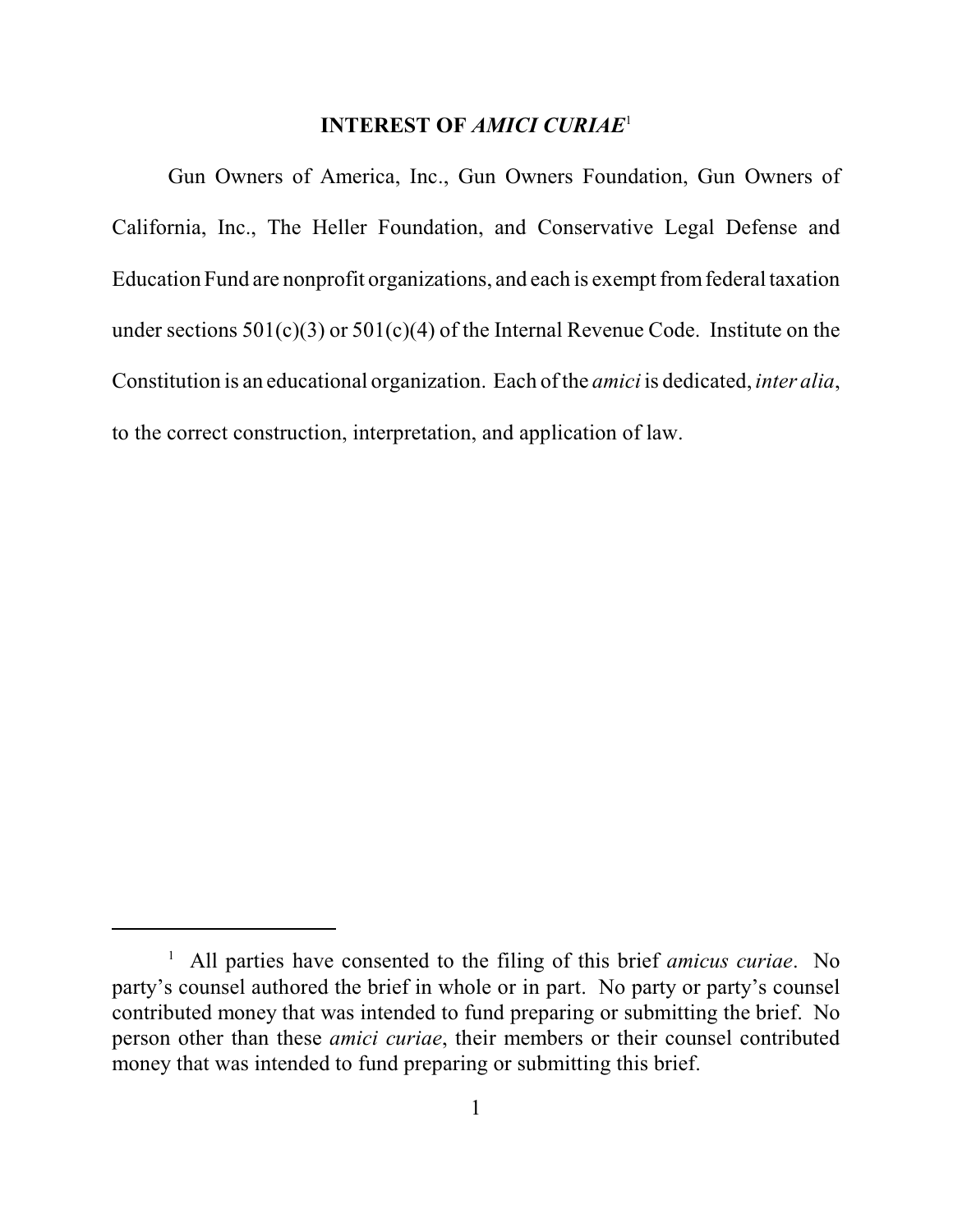## INTEREST OF *AMICI CURIAE*[1]

Gun Owners of America, Inc., Gun Owners Foundation, Gun Owners of California, Inc., The Heller Foundation, and Conservative Legal Defense and Education Fund are nonprofit organizations, and each is exempt from federal taxation under sections 501(c)(3) or 501(c)(4) of the Internal Revenue Code. Institute on the Constitution is an educational organization. Each of the *amici* is dedicated, *inter alia*, to the correct construction, interpretation, and application of law.

---

[1] All parties have consented to the filing of this brief *amicus curiae*. No party's counsel authored the brief in whole or in part. No party or party's counsel contributed money that was intended to fund preparing or submitting the brief. No person other than these *amici curiae*, their members or their counsel contributed money that was intended to fund preparing or submitting this brief.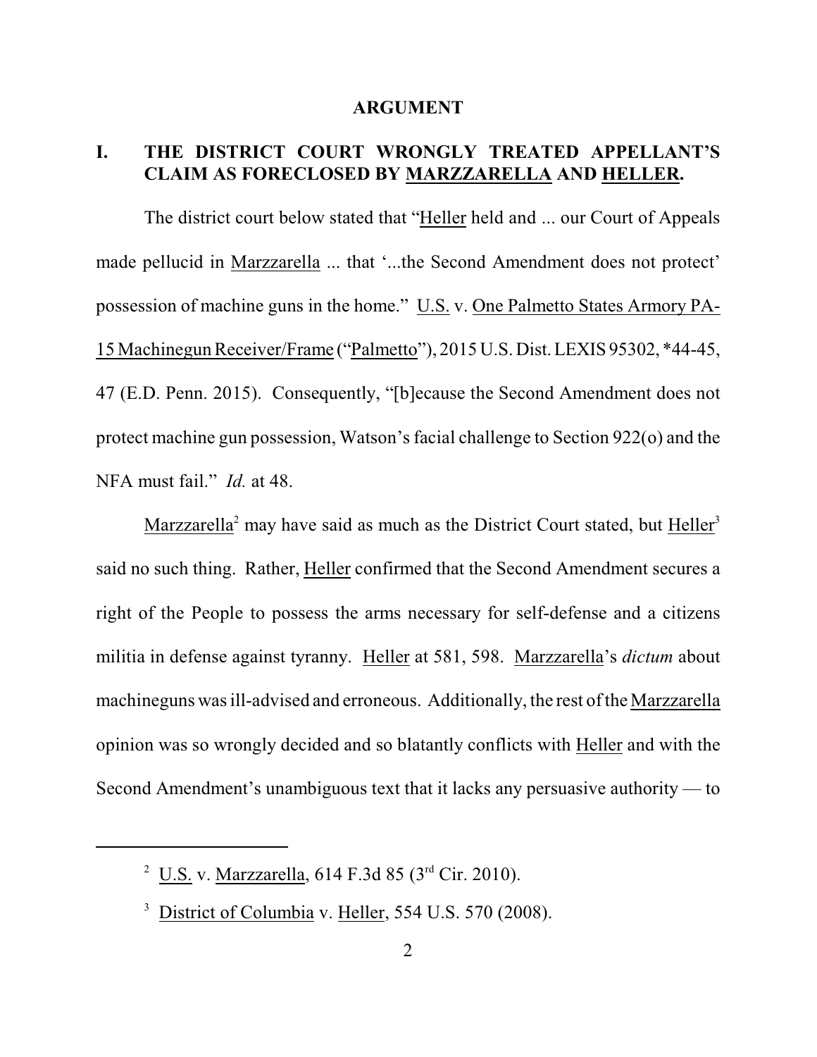## ARGUMENT

### I. THE DISTRICT COURT WRONGLY TREATED APPELLANT'S CLAIM AS FORECLOSED BY MARZZARELLA AND HELLER.

The district court below stated that "Heller held and ... our Court of Appeals made pellucid in Marzzarella ... that '...the Second Amendment does not protect' possession of machine guns in the home." U.S. v. One Palmetto States Armory PA-15 Machinegun Receiver/Frame ("Palmetto"), 2015 U.S. Dist. LEXIS 95302, *44-45, 47 (E.D. Penn. 2015). Consequently, "[b]ecause the Second Amendment does not protect machine gun possession, Watson's facial challenge to Section 922(o) and the NFA must fail." *Id.* at 48.

Marzzarella[2] may have said as much as the District Court stated, but Heller[3] said no such thing. Rather, Heller confirmed that the Second Amendment secures a right of the People to possess the arms necessary for self-defense and a citizens militia in defense against tyranny. Heller at 581, 598. Marzzarella's *dictum* about machineguns was ill-advised and erroneous. Additionally, the rest of the Marzzarella opinion was so wrongly decided and so blatantly conflicts with Heller and with the Second Amendment's unambiguous text that it lacks any persuasive authority — to

---

[2] U.S. v. Marzzarella, 614 F.3d 85 (3rd Cir. 2010).

[3] District of Columbia v. Heller, 554 U.S. 570 (2008).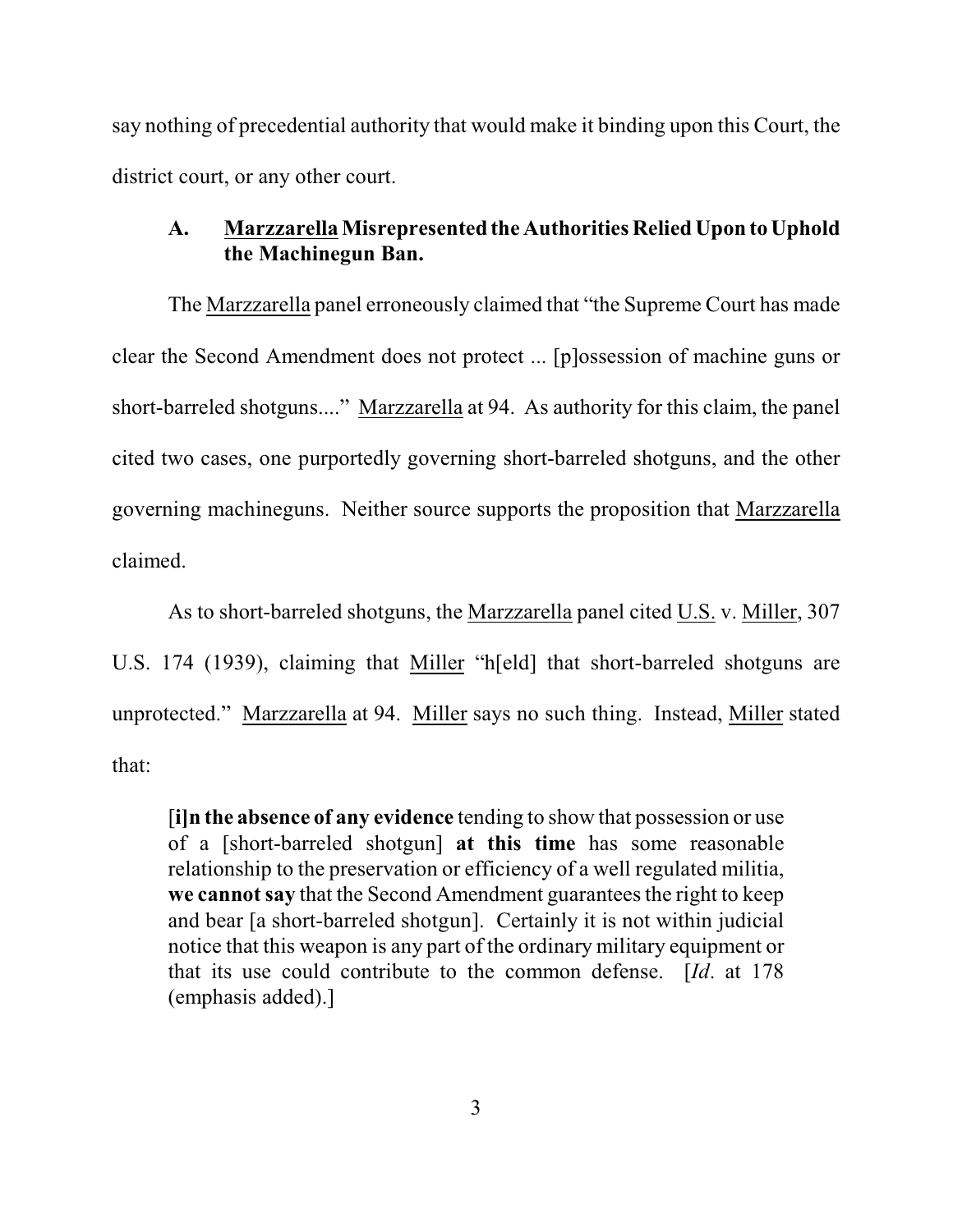say nothing of precedential authority that would make it binding upon this Court, the district court, or any other court.

### A. Marzzarella Misrepresented the Authorities Relied Upon to Uphold the Machinegun Ban.

The Marzzarella panel erroneously claimed that "the Supreme Court has made clear the Second Amendment does not protect ... [p]ossession of machine guns or short-barreled shotguns...." Marzzarella at 94. As authority for this claim, the panel cited two cases, one purportedly governing short-barreled shotguns, and the other governing machineguns. Neither source supports the proposition that Marzzarella claimed.

As to short-barreled shotguns, the Marzzarella panel cited U.S. v. Miller, 307 U.S. 174 (1939), claiming that Miller "h[eld] that short-barreled shotguns are unprotected." Marzzarella at 94. Miller says no such thing. Instead, Miller stated that:

> [**i]n the absence of any evidence** tending to show that possession or use of a [short-barreled shotgun] **at this time** has some reasonable relationship to the preservation or efficiency of a well regulated militia, **we cannot say** that the Second Amendment guarantees the right to keep and bear [a short-barreled shotgun]. Certainly it is not within judicial notice that this weapon is any part of the ordinary military equipment or that its use could contribute to the common defense. [*Id*. at 178 (emphasis added).]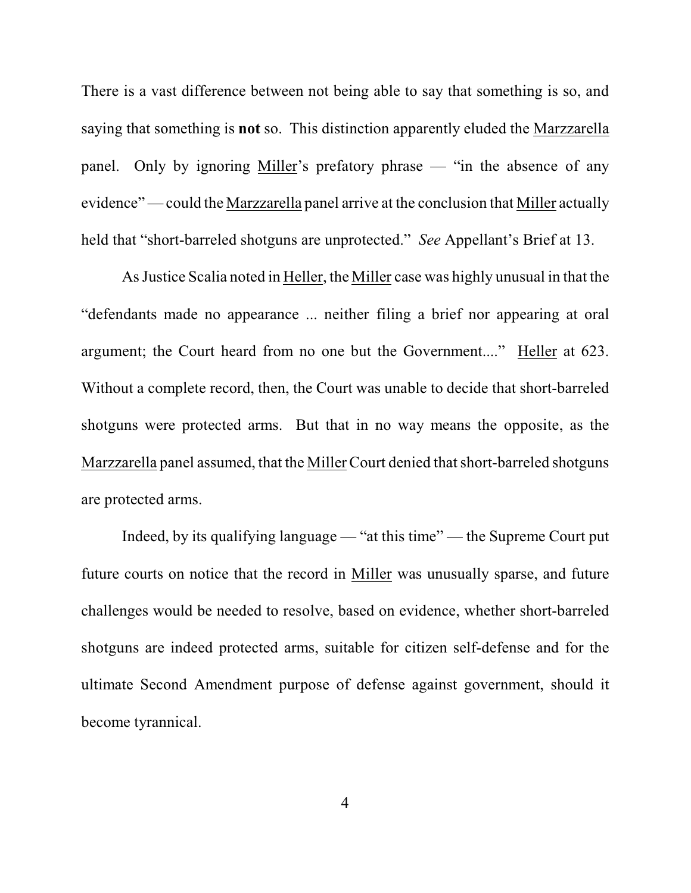There is a vast difference between not being able to say that something is so, and saying that something is **not** so. This distinction apparently eluded the Marzzarella panel. Only by ignoring Miller's prefatory phrase — "in the absence of any evidence" — could the Marzzarella panel arrive at the conclusion that Miller actually held that "short-barreled shotguns are unprotected." *See* Appellant's Brief at 13.

As Justice Scalia noted in Heller, the Miller case was highly unusual in that the "defendants made no appearance ... neither filing a brief nor appearing at oral argument; the Court heard from no one but the Government...." Heller at 623. Without a complete record, then, the Court was unable to decide that short-barreled shotguns were protected arms. But that in no way means the opposite, as the Marzzarella panel assumed, that the Miller Court denied that short-barreled shotguns are protected arms.

Indeed, by its qualifying language — "at this time" — the Supreme Court put future courts on notice that the record in Miller was unusually sparse, and future challenges would be needed to resolve, based on evidence, whether short-barreled shotguns are indeed protected arms, suitable for citizen self-defense and for the ultimate Second Amendment purpose of defense against government, should it become tyrannical.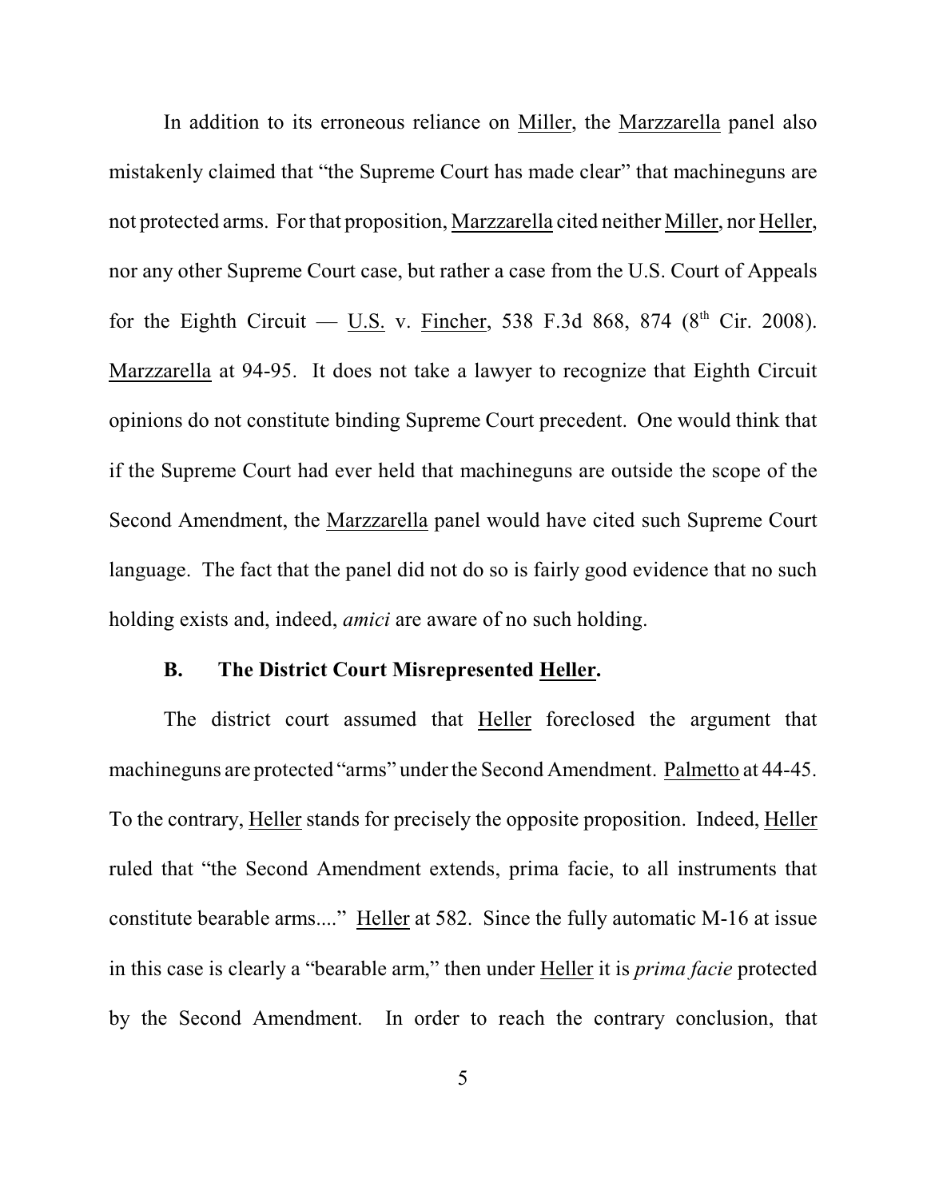In addition to its erroneous reliance on Miller, the Marzzarella panel also mistakenly claimed that "the Supreme Court has made clear" that machineguns are not protected arms. For that proposition, Marzzarella cited neither Miller, nor Heller, nor any other Supreme Court case, but rather a case from the U.S. Court of Appeals for the Eighth Circuit — U.S. v. Fincher, 538 F.3d 868, 874 (8th Cir. 2008). Marzzarella at 94-95. It does not take a lawyer to recognize that Eighth Circuit opinions do not constitute binding Supreme Court precedent. One would think that if the Supreme Court had ever held that machineguns are outside the scope of the Second Amendment, the Marzzarella panel would have cited such Supreme Court language. The fact that the panel did not do so is fairly good evidence that no such holding exists and, indeed, *amici* are aware of no such holding.

### B. The District Court Misrepresented Heller.

The district court assumed that Heller foreclosed the argument that machineguns are protected "arms" under the Second Amendment. Palmetto at 44-45. To the contrary, Heller stands for precisely the opposite proposition. Indeed, Heller ruled that "the Second Amendment extends, prima facie, to all instruments that constitute bearable arms...." Heller at 582. Since the fully automatic M-16 at issue in this case is clearly a "bearable arm," then under Heller it is *prima facie* protected by the Second Amendment. In order to reach the contrary conclusion, that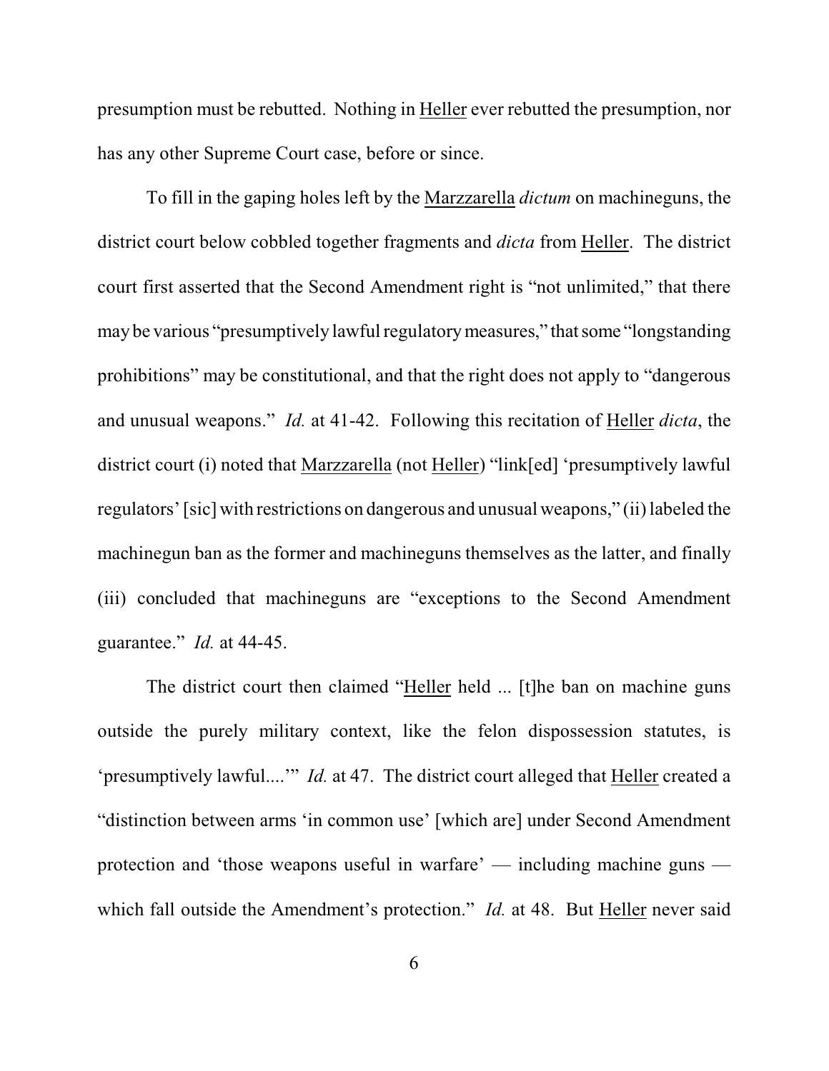presumption must be rebutted. Nothing in Heller ever rebutted the presumption, nor has any other Supreme Court case, before or since.

To fill in the gaping holes left by the Marzzarella *dictum* on machineguns, the district court below cobbled together fragments and *dicta* from Heller. The district court first asserted that the Second Amendment right is "not unlimited," that there may be various "presumptively lawful regulatory measures," that some "longstanding prohibitions" may be constitutional, and that the right does not apply to "dangerous and unusual weapons." *Id.* at 41-42. Following this recitation of Heller *dicta*, the district court (i) noted that Marzzarella (not Heller) "link[ed] 'presumptively lawful regulators' [sic] with restrictions on dangerous and unusual weapons," (ii) labeled the machinegun ban as the former and machineguns themselves as the latter, and finally (iii) concluded that machineguns are "exceptions to the Second Amendment guarantee." *Id.* at 44-45.

The district court then claimed "Heller held ... [t]he ban on machine guns outside the purely military context, like the felon dispossession statutes, is 'presumptively lawful....'" *Id.* at 47. The district court alleged that Heller created a "distinction between arms 'in common use' [which are] under Second Amendment protection and 'those weapons useful in warfare' — including machine guns — which fall outside the Amendment's protection." *Id.* at 48. But Heller never said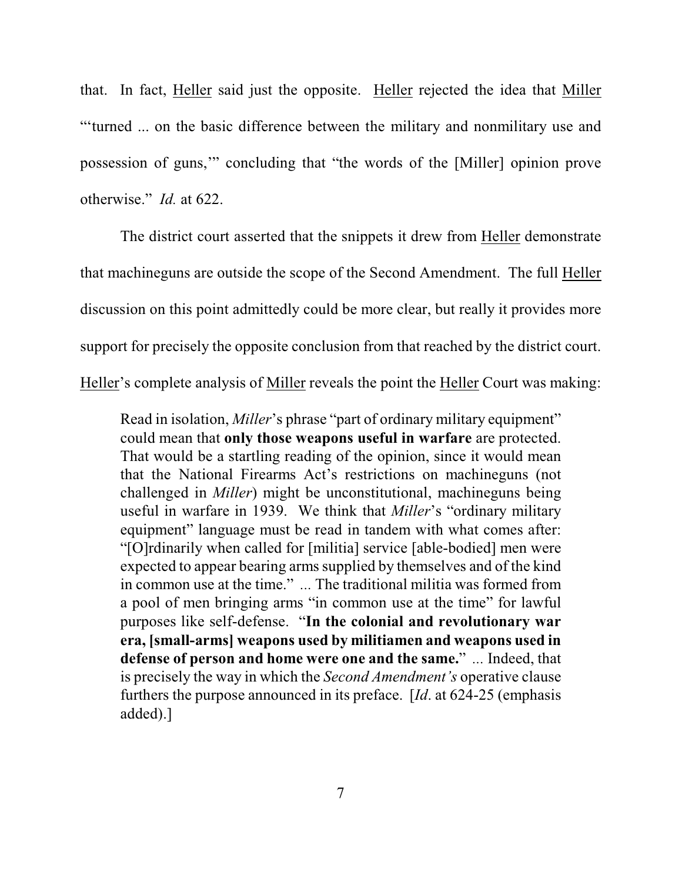that. In fact, Heller said just the opposite. Heller rejected the idea that Miller "'turned ... on the basic difference between the military and nonmilitary use and possession of guns,'" concluding that "the words of the [Miller] opinion prove otherwise." *Id.* at 622.

The district court asserted that the snippets it drew from Heller demonstrate that machineguns are outside the scope of the Second Amendment. The full Heller discussion on this point admittedly could be more clear, but really it provides more support for precisely the opposite conclusion from that reached by the district court. Heller's complete analysis of Miller reveals the point the Heller Court was making:

> Read in isolation, *Miller*'s phrase "part of ordinary military equipment" could mean that **only those weapons useful in warfare** are protected. That would be a startling reading of the opinion, since it would mean that the National Firearms Act's restrictions on machineguns (not challenged in *Miller*) might be unconstitutional, machineguns being useful in warfare in 1939. We think that *Miller*'s "ordinary military equipment" language must be read in tandem with what comes after: "[O]rdinarily when called for [militia] service [able-bodied] men were expected to appear bearing arms supplied by themselves and of the kind in common use at the time." ... The traditional militia was formed from a pool of men bringing arms "in common use at the time" for lawful purposes like self-defense. "**In the colonial and revolutionary war era, [small-arms] weapons used by militiamen and weapons used in defense of person and home were one and the same.**" ... Indeed, that is precisely the way in which the *Second Amendment's* operative clause furthers the purpose announced in its preface. [*Id*. at 624-25 (emphasis added).]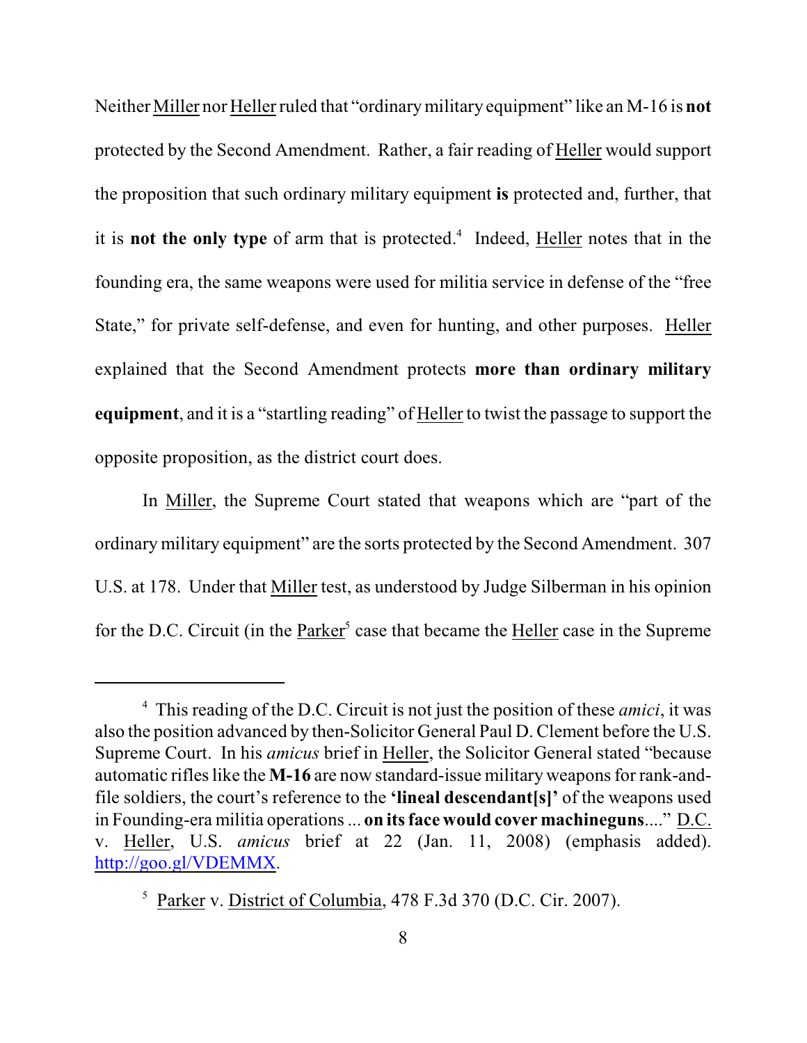Neither Miller nor Heller ruled that "ordinary military equipment" like an M-16 is **not** protected by the Second Amendment. Rather, a fair reading of Heller would support the proposition that such ordinary military equipment **is** protected and, further, that it is **not the only type** of arm that is protected.[4] Indeed, Heller notes that in the founding era, the same weapons were used for militia service in defense of the "free State," for private self-defense, and even for hunting, and other purposes. Heller explained that the Second Amendment protects **more than ordinary military equipment**, and it is a "startling reading" of Heller to twist the passage to support the opposite proposition, as the district court does.

In Miller, the Supreme Court stated that weapons which are "part of the ordinary military equipment" are the sorts protected by the Second Amendment. 307 U.S. at 178. Under that Miller test, as understood by Judge Silberman in his opinion for the D.C. Circuit (in the Parker[5] case that became the Heller case in the Supreme

---

[4] This reading of the D.C. Circuit is not just the position of these *amici*, it was also the position advanced by then-Solicitor General Paul D. Clement before the U.S. Supreme Court. In his *amicus* brief in Heller, the Solicitor General stated "because automatic rifles like the **M-16** are now standard-issue military weapons for rank-and-file soldiers, the court's reference to the **'lineal descendant[s]'** of the weapons used in Founding-era militia operations ... **on its face would cover machineguns**...." D.C. v. Heller, U.S. *amicus* brief at 22 (Jan. 11, 2008) (emphasis added). http://goo.gl/VDEMMX.

[5] Parker v. District of Columbia, 478 F.3d 370 (D.C. Cir. 2007).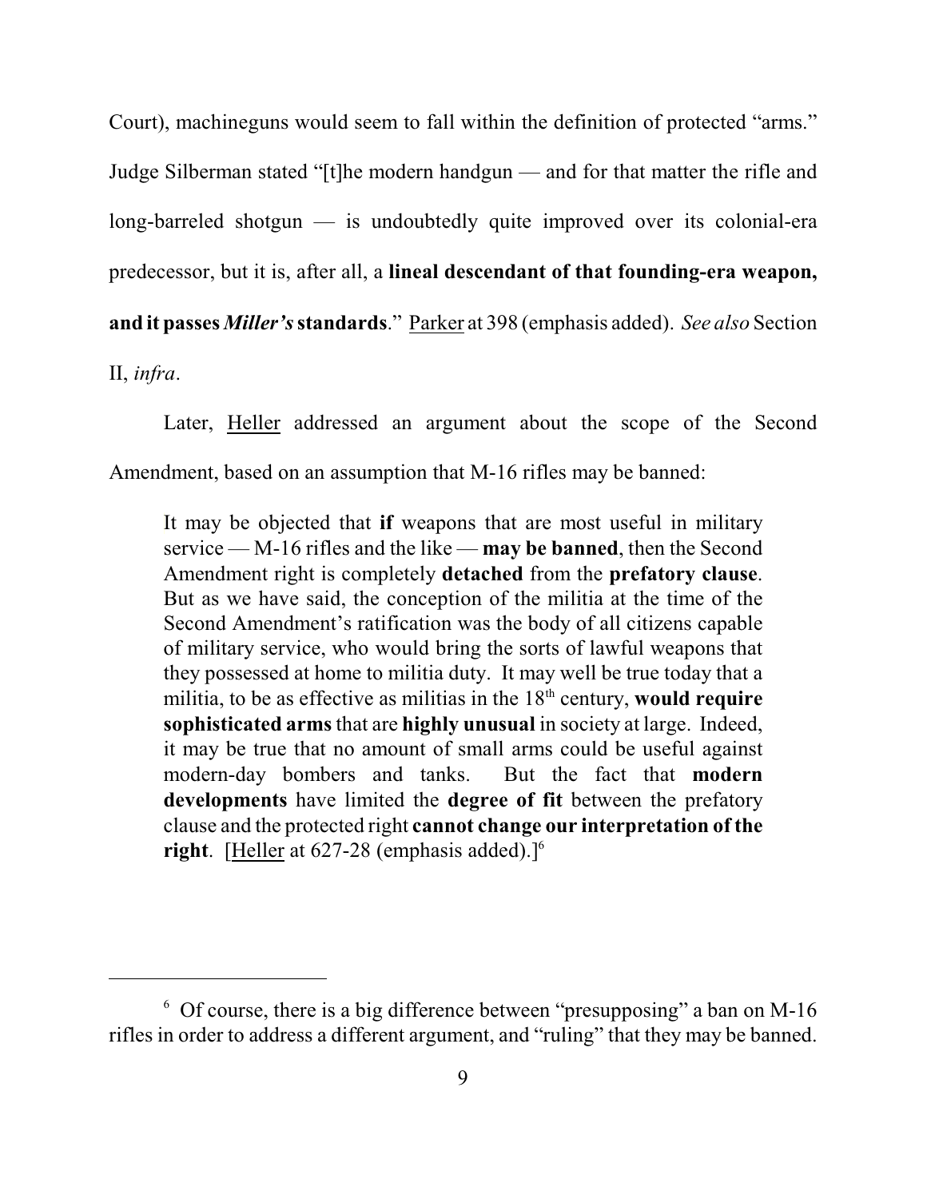Court), machineguns would seem to fall within the definition of protected "arms." Judge Silberman stated "[t]he modern handgun — and for that matter the rifle and long-barreled shotgun — is undoubtedly quite improved over its colonial-era predecessor, but it is, after all, a **lineal descendant of that founding-era weapon, and it passes *Miller's* standards**." Parker at 398 (emphasis added). *See also* Section II, *infra*.

Later, Heller addressed an argument about the scope of the Second Amendment, based on an assumption that M-16 rifles may be banned:

> It may be objected that **if** weapons that are most useful in military service — M-16 rifles and the like — **may be banned**, then the Second Amendment right is completely **detached** from the **prefatory clause**. But as we have said, the conception of the militia at the time of the Second Amendment's ratification was the body of all citizens capable of military service, who would bring the sorts of lawful weapons that they possessed at home to militia duty. It may well be true today that a militia, to be as effective as militias in the 18th century, **would require sophisticated arms** that are **highly unusual** in society at large. Indeed, it may be true that no amount of small arms could be useful against modern-day bombers and tanks. But the fact that **modern developments** have limited the **degree of fit** between the prefatory clause and the protected right **cannot change our interpretation of the right**. [Heller at 627-28 (emphasis added).][6]

[6] Of course, there is a big difference between "presupposing" a ban on M-16 rifles in order to address a different argument, and "ruling" that they may be banned.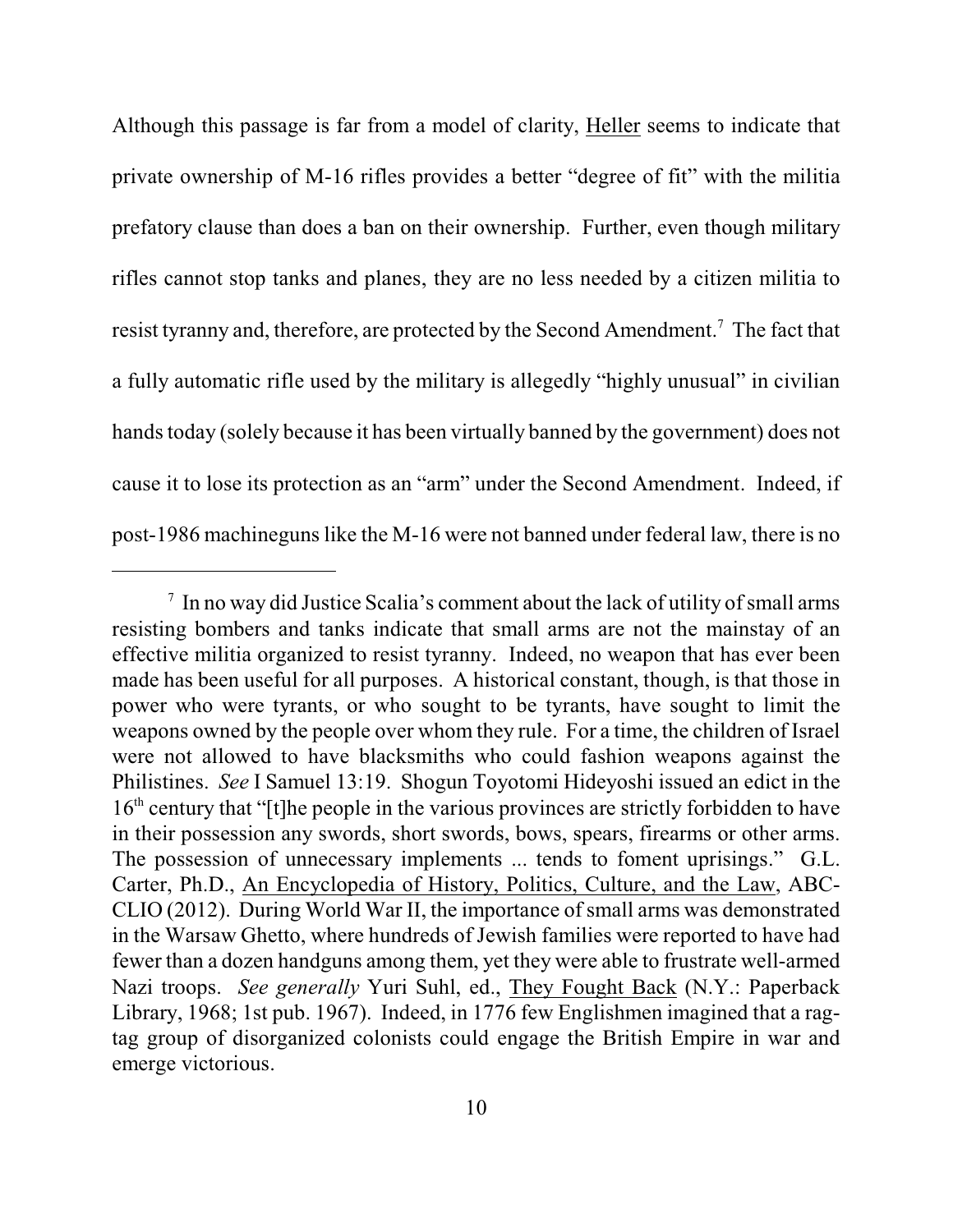Although this passage is far from a model of clarity, Heller seems to indicate that private ownership of M-16 rifles provides a better "degree of fit" with the militia prefatory clause than does a ban on their ownership. Further, even though military rifles cannot stop tanks and planes, they are no less needed by a citizen militia to resist tyranny and, therefore, are protected by the Second Amendment.[7] The fact that a fully automatic rifle used by the military is allegedly "highly unusual" in civilian hands today (solely because it has been virtually banned by the government) does not cause it to lose its protection as an "arm" under the Second Amendment. Indeed, if post-1986 machineguns like the M-16 were not banned under federal law, there is no

---

[7] In no way did Justice Scalia's comment about the lack of utility of small arms resisting bombers and tanks indicate that small arms are not the mainstay of an effective militia organized to resist tyranny. Indeed, no weapon that has ever been made has been useful for all purposes. A historical constant, though, is that those in power who were tyrants, or who sought to be tyrants, have sought to limit the weapons owned by the people over whom they rule. For a time, the children of Israel were not allowed to have blacksmiths who could fashion weapons against the Philistines. *See* I Samuel 13:19. Shogun Toyotomi Hideyoshi issued an edict in the 16th century that "[t]he people in the various provinces are strictly forbidden to have in their possession any swords, short swords, bows, spears, firearms or other arms. The possession of unnecessary implements ... tends to foment uprisings." G.L. Carter, Ph.D., An Encyclopedia of History, Politics, Culture, and the Law, ABC-CLIO (2012). During World War II, the importance of small arms was demonstrated in the Warsaw Ghetto, where hundreds of Jewish families were reported to have had fewer than a dozen handguns among them, yet they were able to frustrate well-armed Nazi troops. *See generally* Yuri Suhl, ed., They Fought Back (N.Y.: Paperback Library, 1968; 1st pub. 1967). Indeed, in 1776 few Englishmen imagined that a rag-tag group of disorganized colonists could engage the British Empire in war and emerge victorious.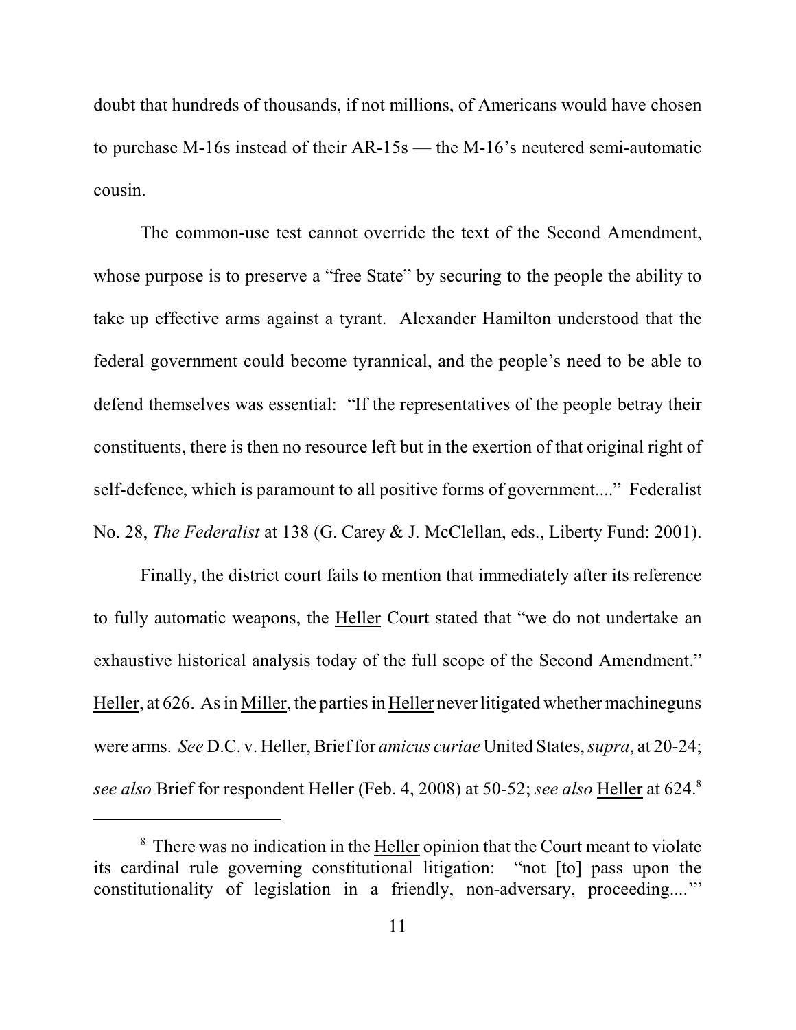doubt that hundreds of thousands, if not millions, of Americans would have chosen to purchase M-16s instead of their AR-15s — the M-16's neutered semi-automatic cousin.

The common-use test cannot override the text of the Second Amendment, whose purpose is to preserve a "free State" by securing to the people the ability to take up effective arms against a tyrant. Alexander Hamilton understood that the federal government could become tyrannical, and the people's need to be able to defend themselves was essential: "If the representatives of the people betray their constituents, there is then no resource left but in the exertion of that original right of self-defence, which is paramount to all positive forms of government...." Federalist No. 28, *The Federalist* at 138 (G. Carey & J. McClellan, eds., Liberty Fund: 2001).

Finally, the district court fails to mention that immediately after its reference to fully automatic weapons, the Heller Court stated that "we do not undertake an exhaustive historical analysis today of the full scope of the Second Amendment." Heller, at 626. As in Miller, the parties in Heller never litigated whether machineguns were arms. *See* D.C. v. Heller, Brief for *amicus curiae* United States, *supra*, at 20-24; *see also* Brief for respondent Heller (Feb. 4, 2008) at 50-52; *see also* Heller at 624.[8]

[8] There was no indication in the Heller opinion that the Court meant to violate its cardinal rule governing constitutional litigation: "not [to] pass upon the constitutionality of legislation in a friendly, non-adversary, proceeding....'"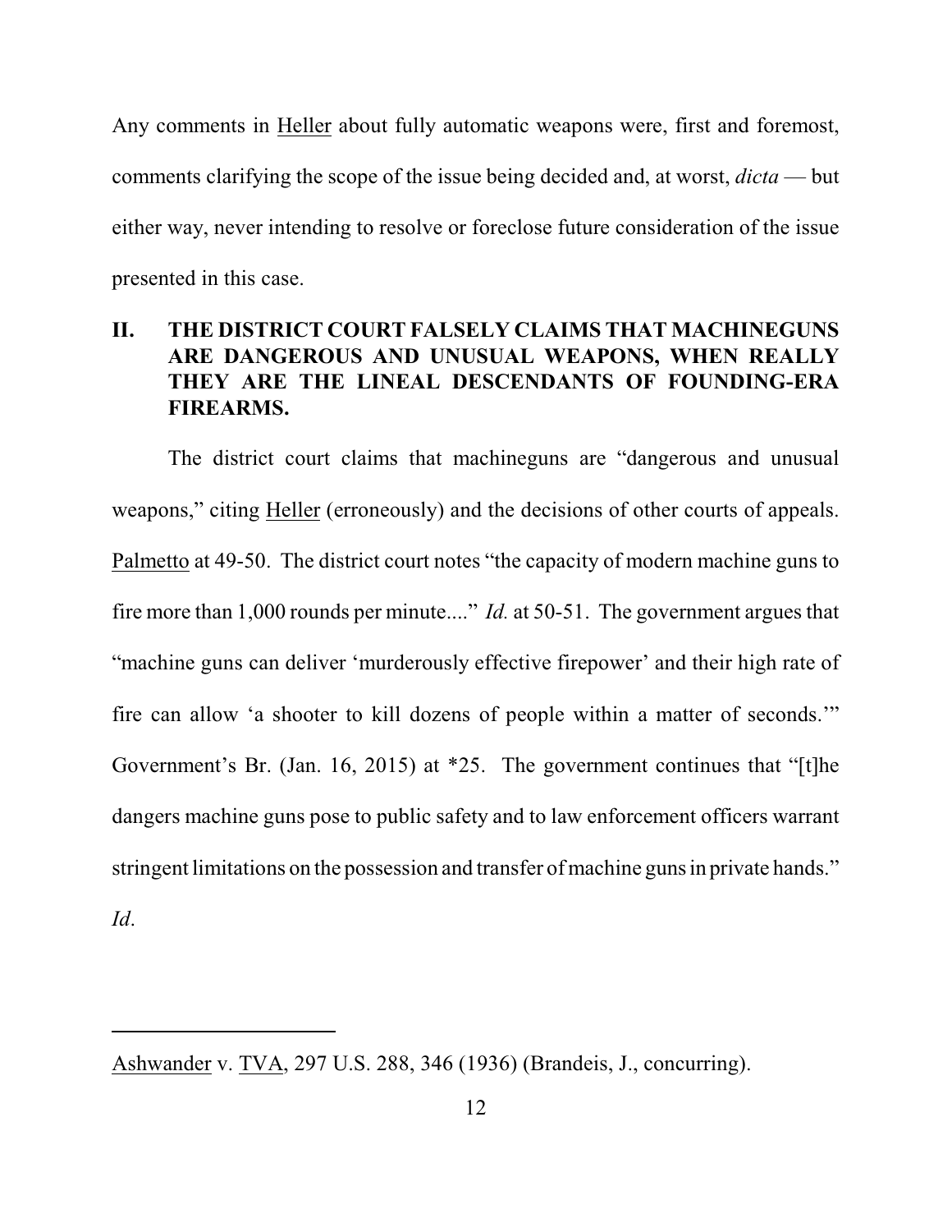Any comments in Heller about fully automatic weapons were, first and foremost, comments clarifying the scope of the issue being decided and, at worst, *dicta* — but either way, never intending to resolve or foreclose future consideration of the issue presented in this case.

## II. THE DISTRICT COURT FALSELY CLAIMS THAT MACHINEGUNS ARE DANGEROUS AND UNUSUAL WEAPONS, WHEN REALLY THEY ARE THE LINEAL DESCENDANTS OF FOUNDING-ERA FIREARMS.

The district court claims that machineguns are "dangerous and unusual weapons," citing Heller (erroneously) and the decisions of other courts of appeals. Palmetto at 49-50. The district court notes "the capacity of modern machine guns to fire more than 1,000 rounds per minute...." *Id.* at 50-51. The government argues that "machine guns can deliver 'murderously effective firepower' and their high rate of fire can allow 'a shooter to kill dozens of people within a matter of seconds.'" Government's Br. (Jan. 16, 2015) at *25. The government continues that "[t]he dangers machine guns pose to public safety and to law enforcement officers warrant stringent limitations on the possession and transfer of machine guns in private hands." *Id*.

---

Ashwander v. TVA, 297 U.S. 288, 346 (1936) (Brandeis, J., concurring).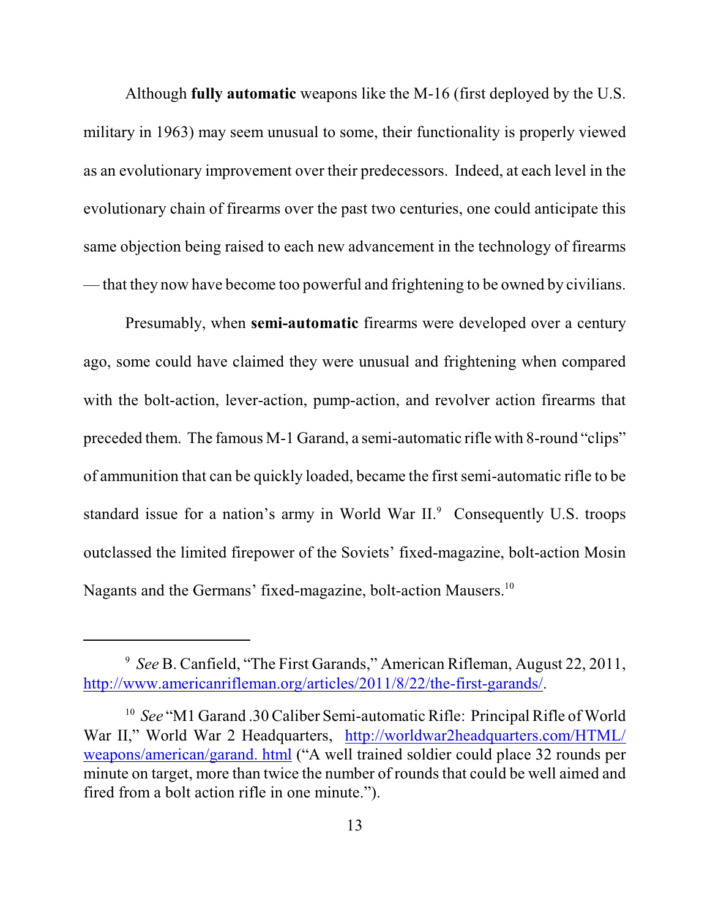Although **fully automatic** weapons like the M-16 (first deployed by the U.S. military in 1963) may seem unusual to some, their functionality is properly viewed as an evolutionary improvement over their predecessors. Indeed, at each level in the evolutionary chain of firearms over the past two centuries, one could anticipate this same objection being raised to each new advancement in the technology of firearms — that they now have become too powerful and frightening to be owned by civilians.

Presumably, when **semi-automatic** firearms were developed over a century ago, some could have claimed they were unusual and frightening when compared with the bolt-action, lever-action, pump-action, and revolver action firearms that preceded them. The famous M-1 Garand, a semi-automatic rifle with 8-round "clips" of ammunition that can be quickly loaded, became the first semi-automatic rifle to be standard issue for a nation's army in World War II.[9] Consequently U.S. troops outclassed the limited firepower of the Soviets' fixed-magazine, bolt-action Mosin Nagants and the Germans' fixed-magazine, bolt-action Mausers.[10]

---

[9] *See* B. Canfield, "The First Garands," American Rifleman, August 22, 2011, http://www.americanrifleman.org/articles/2011/8/22/the-first-garands/.

[10] *See* "M1 Garand .30 Caliber Semi-automatic Rifle: Principal Rifle of World War II," World War 2 Headquarters, http://worldwar2headquarters.com/HTML/weapons/american/garand. html ("A well trained soldier could place 32 rounds per minute on target, more than twice the number of rounds that could be well aimed and fired from a bolt action rifle in one minute.").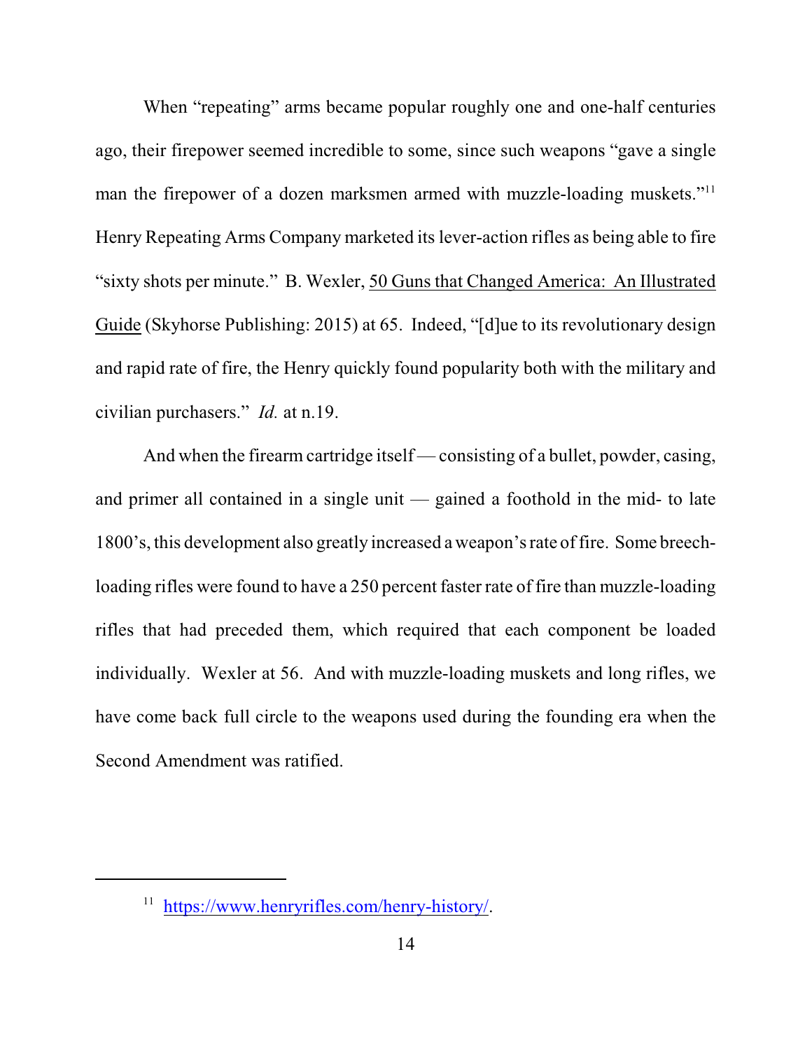When "repeating" arms became popular roughly one and one-half centuries ago, their firepower seemed incredible to some, since such weapons "gave a single man the firepower of a dozen marksmen armed with muzzle-loading muskets."[11] Henry Repeating Arms Company marketed its lever-action rifles as being able to fire "sixty shots per minute." B. Wexler, 50 Guns that Changed America: An Illustrated Guide (Skyhorse Publishing: 2015) at 65. Indeed, "[d]ue to its revolutionary design and rapid rate of fire, the Henry quickly found popularity both with the military and civilian purchasers." *Id.* at n.19.

And when the firearm cartridge itself — consisting of a bullet, powder, casing, and primer all contained in a single unit — gained a foothold in the mid- to late 1800's, this development also greatly increased a weapon's rate of fire. Some breech-loading rifles were found to have a 250 percent faster rate of fire than muzzle-loading rifles that had preceded them, which required that each component be loaded individually. Wexler at 56. And with muzzle-loading muskets and long rifles, we have come back full circle to the weapons used during the founding era when the Second Amendment was ratified.

---

[11] https://www.henryrifles.com/henry-history/.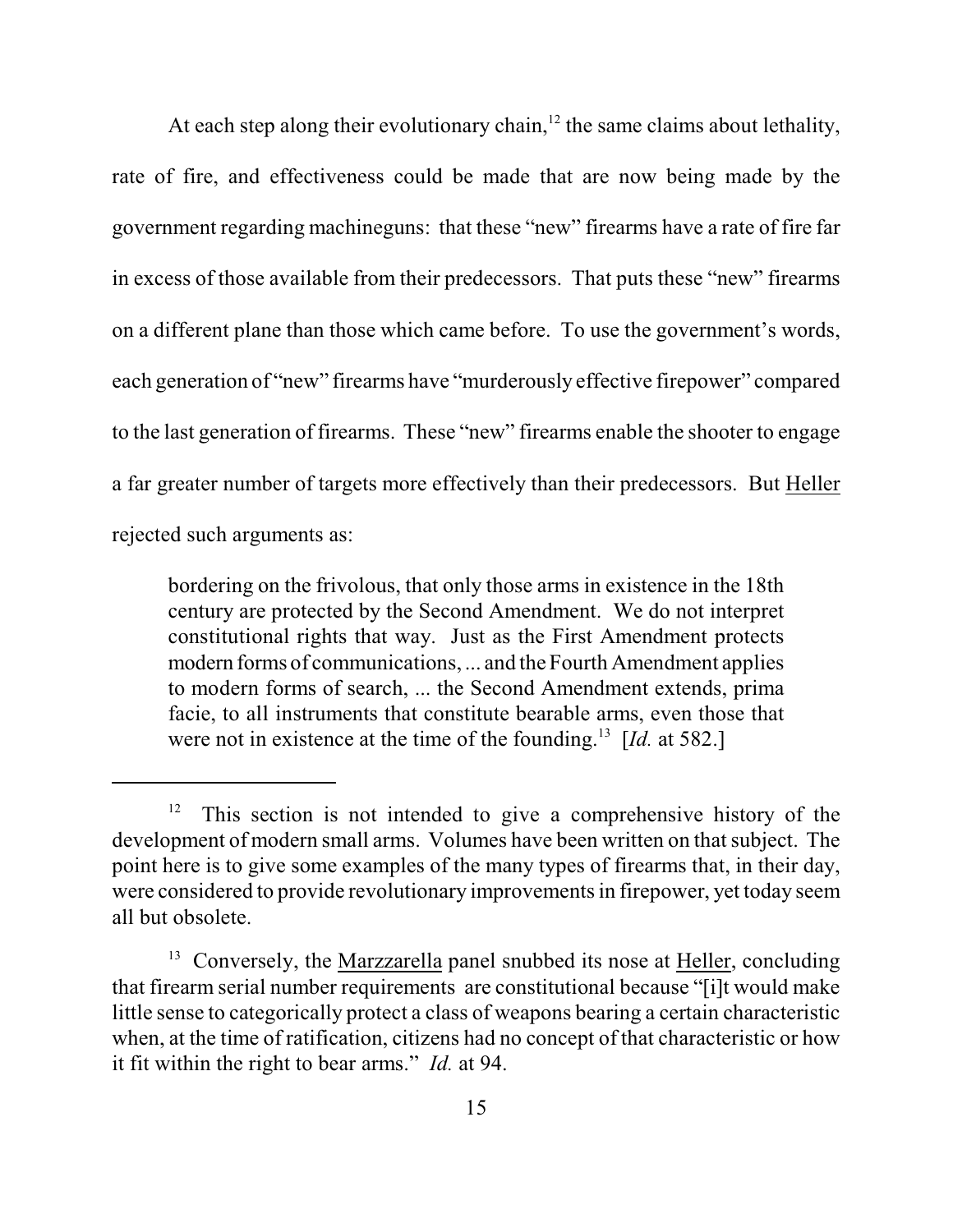At each step along their evolutionary chain,[12] the same claims about lethality, rate of fire, and effectiveness could be made that are now being made by the government regarding machineguns: that these "new" firearms have a rate of fire far in excess of those available from their predecessors. That puts these "new" firearms on a different plane than those which came before. To use the government's words, each generation of "new" firearms have "murderously effective firepower" compared to the last generation of firearms. These "new" firearms enable the shooter to engage a far greater number of targets more effectively than their predecessors. But Heller rejected such arguments as:

> bordering on the frivolous, that only those arms in existence in the 18th century are protected by the Second Amendment. We do not interpret constitutional rights that way. Just as the First Amendment protects modern forms of communications, ... and the Fourth Amendment applies to modern forms of search, ... the Second Amendment extends, prima facie, to all instruments that constitute bearable arms, even those that were not in existence at the time of the founding.[13] [*Id.* at 582.]

---

[12] This section is not intended to give a comprehensive history of the development of modern small arms. Volumes have been written on that subject. The point here is to give some examples of the many types of firearms that, in their day, were considered to provide revolutionary improvements in firepower, yet today seem all but obsolete.

[13] Conversely, the Marzzarella panel snubbed its nose at Heller, concluding that firearm serial number requirements are constitutional because "[i]t would make little sense to categorically protect a class of weapons bearing a certain characteristic when, at the time of ratification, citizens had no concept of that characteristic or how it fit within the right to bear arms." *Id.* at 94.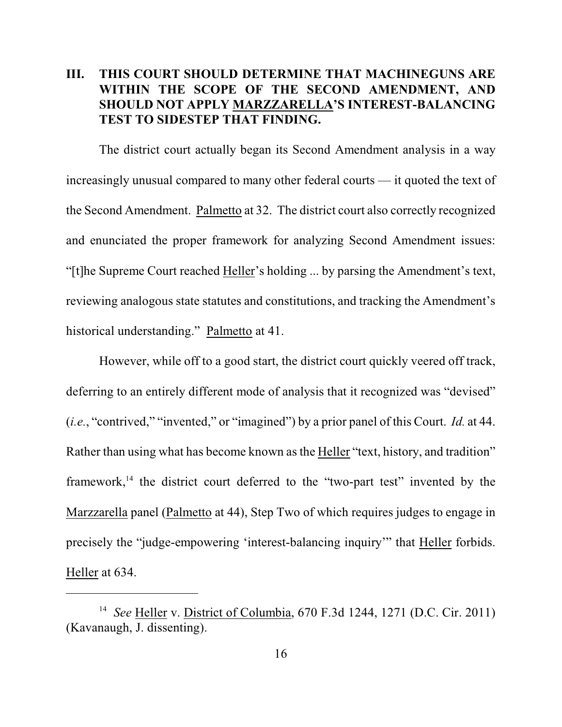## III. THIS COURT SHOULD DETERMINE THAT MACHINEGUNS ARE WITHIN THE SCOPE OF THE SECOND AMENDMENT, AND SHOULD NOT APPLY MARZZARELLA'S INTEREST-BALANCING TEST TO SIDESTEP THAT FINDING.

The district court actually began its Second Amendment analysis in a way increasingly unusual compared to many other federal courts — it quoted the text of the Second Amendment. Palmetto at 32. The district court also correctly recognized and enunciated the proper framework for analyzing Second Amendment issues: "[t]he Supreme Court reached Heller's holding ... by parsing the Amendment's text, reviewing analogous state statutes and constitutions, and tracking the Amendment's historical understanding." Palmetto at 41.

However, while off to a good start, the district court quickly veered off track, deferring to an entirely different mode of analysis that it recognized was "devised" (*i.e.*, "contrived," "invented," or "imagined") by a prior panel of this Court. *Id.* at 44. Rather than using what has become known as the Heller "text, history, and tradition" framework,[14] the district court deferred to the "two-part test" invented by the Marzzarella panel (Palmetto at 44), Step Two of which requires judges to engage in precisely the "judge-empowering 'interest-balancing inquiry'" that Heller forbids. Heller at 634.

---

[14] *See* Heller v. District of Columbia, 670 F.3d 1244, 1271 (D.C. Cir. 2011) (Kavanaugh, J. dissenting).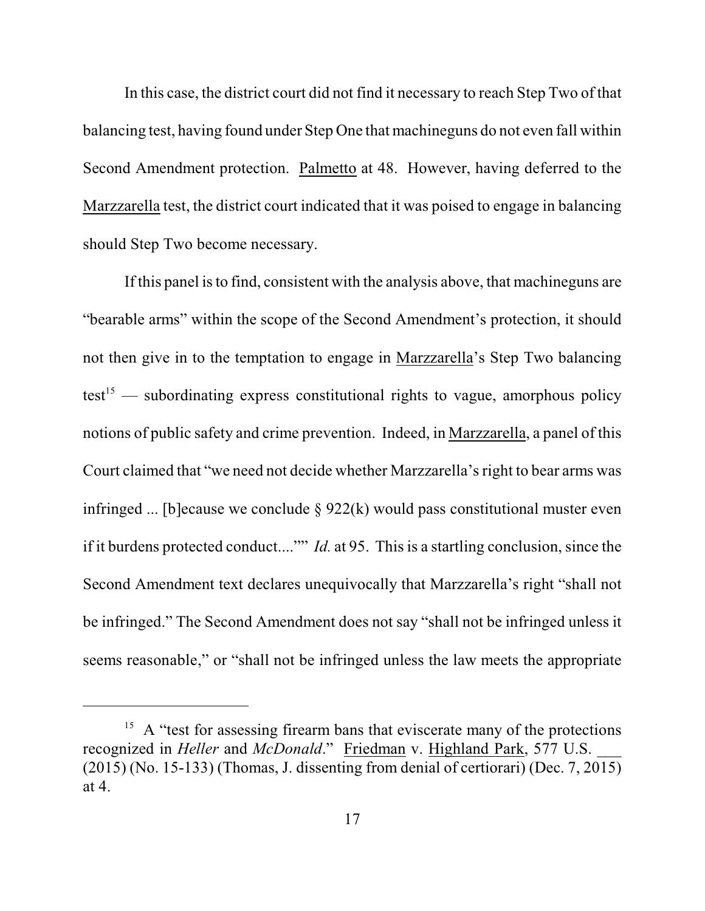In this case, the district court did not find it necessary to reach Step Two of that balancing test, having found under Step One that machineguns do not even fall within Second Amendment protection. Palmetto at 48. However, having deferred to the Marzzarella test, the district court indicated that it was poised to engage in balancing should Step Two become necessary.

If this panel is to find, consistent with the analysis above, that machineguns are "bearable arms" within the scope of the Second Amendment's protection, it should not then give in to the temptation to engage in Marzzarella's Step Two balancing test[15] — subordinating express constitutional rights to vague, amorphous policy notions of public safety and crime prevention. Indeed, in Marzzarella, a panel of this Court claimed that "we need not decide whether Marzzarella's right to bear arms was infringed ... [b]ecause we conclude § 922(k) would pass constitutional muster even if it burdens protected conduct....'" *Id.* at 95. This is a startling conclusion, since the Second Amendment text declares unequivocally that Marzzarella's right "shall not be infringed." The Second Amendment does not say "shall not be infringed unless it seems reasonable," or "shall not be infringed unless the law meets the appropriate

---

[15] A "test for assessing firearm bans that eviscerate many of the protections recognized in *Heller* and *McDonald*." Friedman v. Highland Park, 577 U.S. ___ (2015) (No. 15-133) (Thomas, J. dissenting from denial of certiorari) (Dec. 7, 2015) at 4.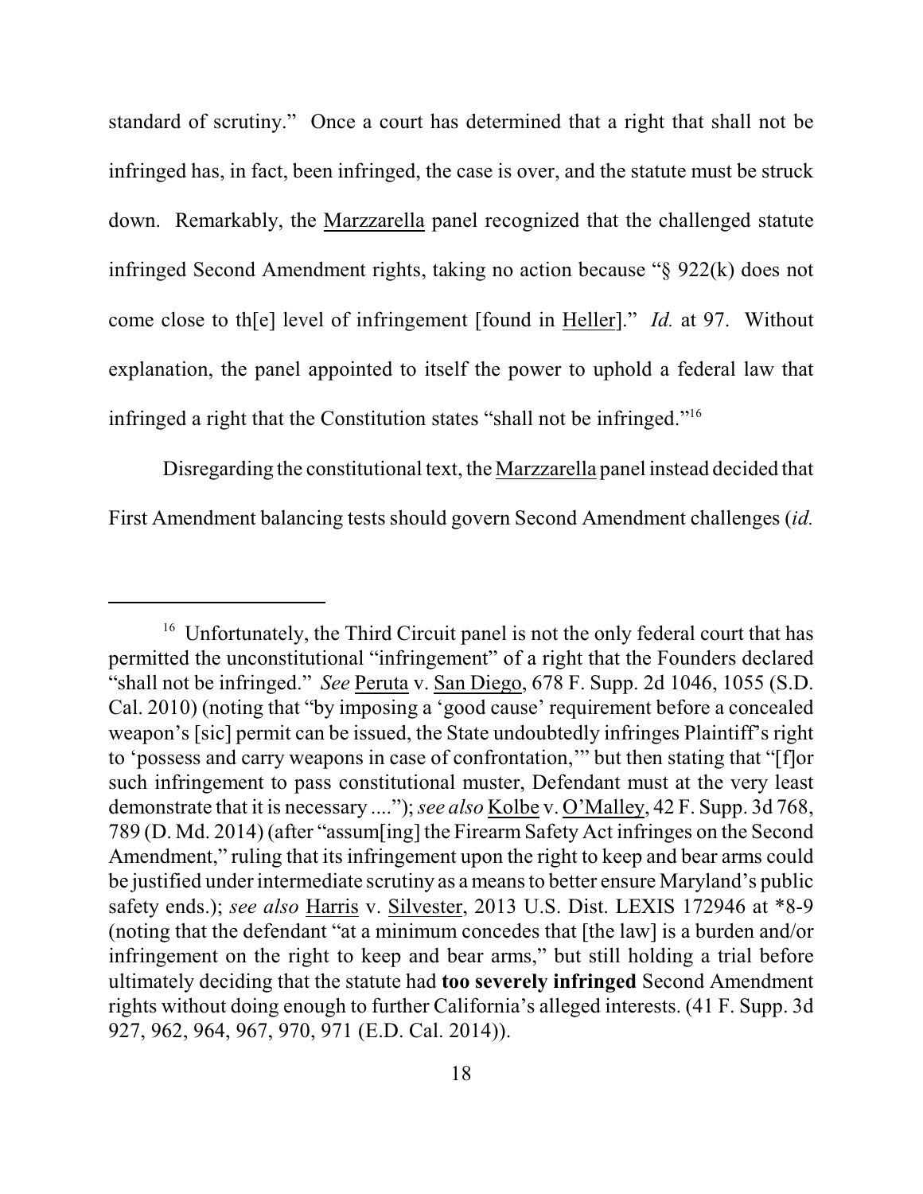standard of scrutiny." Once a court has determined that a right that shall not be infringed has, in fact, been infringed, the case is over, and the statute must be struck down. Remarkably, the Marzzarella panel recognized that the challenged statute infringed Second Amendment rights, taking no action because "§ 922(k) does not come close to th[e] level of infringement [found in Heller]." *Id.* at 97. Without explanation, the panel appointed to itself the power to uphold a federal law that infringed a right that the Constitution states "shall not be infringed."[16]

Disregarding the constitutional text, the Marzzarella panel instead decided that First Amendment balancing tests should govern Second Amendment challenges (*id.*

---

[16] Unfortunately, the Third Circuit panel is not the only federal court that has permitted the unconstitutional "infringement" of a right that the Founders declared "shall not be infringed." *See* Peruta v. San Diego, 678 F. Supp. 2d 1046, 1055 (S.D. Cal. 2010) (noting that "by imposing a 'good cause' requirement before a concealed weapon's [sic] permit can be issued, the State undoubtedly infringes Plaintiff's right to 'possess and carry weapons in case of confrontation,'" but then stating that "[f]or such infringement to pass constitutional muster, Defendant must at the very least demonstrate that it is necessary ...."); *see also* Kolbe v. O'Malley, 42 F. Supp. 3d 768, 789 (D. Md. 2014) (after "assum[ing] the Firearm Safety Act infringes on the Second Amendment," ruling that its infringement upon the right to keep and bear arms could be justified under intermediate scrutiny as a means to better ensure Maryland's public safety ends.); *see also* Harris v. Silvester, 2013 U.S. Dist. LEXIS 172946 at *8-9 (noting that the defendant "at a minimum concedes that [the law] is a burden and/or infringement on the right to keep and bear arms," but still holding a trial before ultimately deciding that the statute had **too severely infringed** Second Amendment rights without doing enough to further California's alleged interests. (41 F. Supp. 3d 927, 962, 964, 967, 970, 971 (E.D. Cal. 2014)).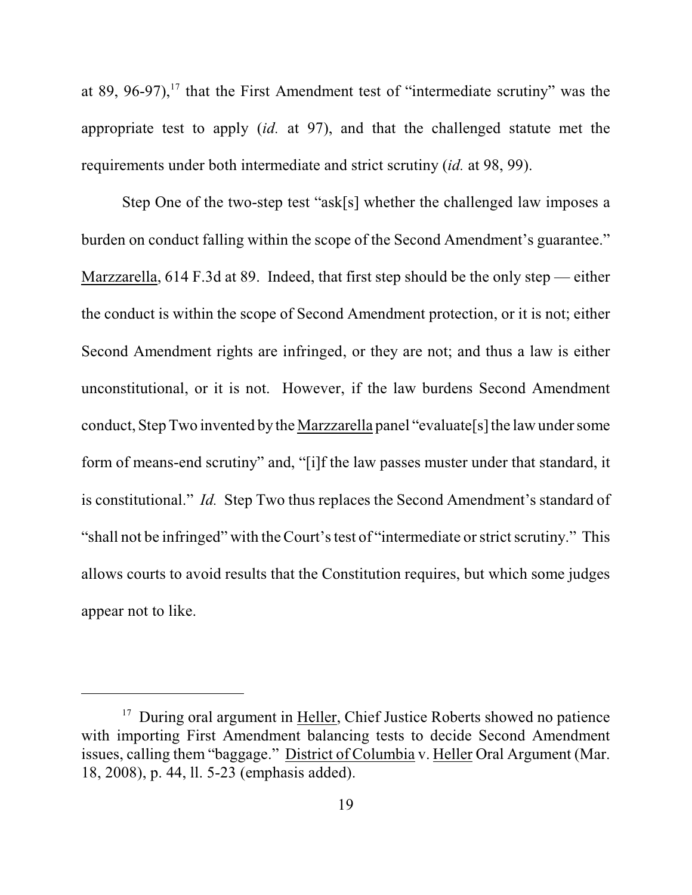at 89, 96-97),[17] that the First Amendment test of "intermediate scrutiny" was the appropriate test to apply (*id.* at 97), and that the challenged statute met the requirements under both intermediate and strict scrutiny (*id.* at 98, 99).

Step One of the two-step test "ask[s] whether the challenged law imposes a burden on conduct falling within the scope of the Second Amendment's guarantee." Marzzarella, 614 F.3d at 89. Indeed, that first step should be the only step — either the conduct is within the scope of Second Amendment protection, or it is not; either Second Amendment rights are infringed, or they are not; and thus a law is either unconstitutional, or it is not. However, if the law burdens Second Amendment conduct, Step Two invented by the Marzzarella panel "evaluate[s] the law under some form of means-end scrutiny" and, "[i]f the law passes muster under that standard, it is constitutional." *Id.* Step Two thus replaces the Second Amendment's standard of "shall not be infringed" with the Court's test of "intermediate or strict scrutiny." This allows courts to avoid results that the Constitution requires, but which some judges appear not to like.

---

[17] During oral argument in Heller, Chief Justice Roberts showed no patience with importing First Amendment balancing tests to decide Second Amendment issues, calling them "baggage." District of Columbia v. Heller Oral Argument (Mar. 18, 2008), p. 44, ll. 5-23 (emphasis added).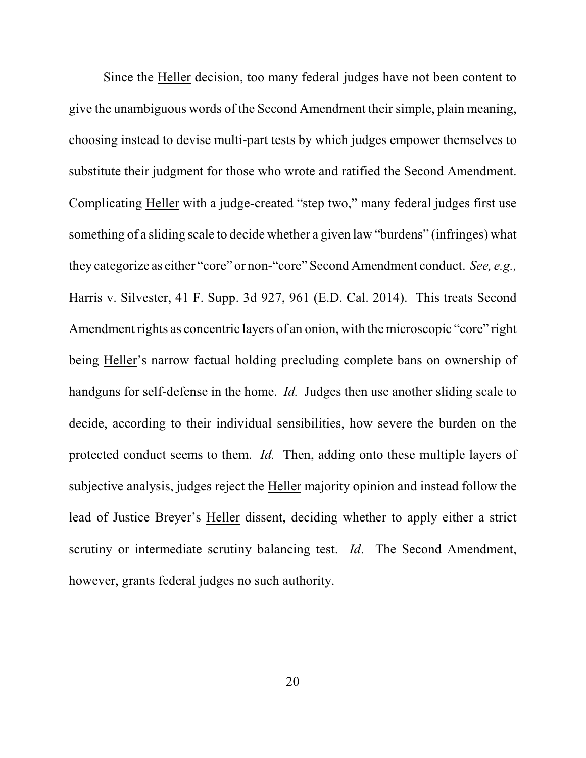Since the Heller decision, too many federal judges have not been content to give the unambiguous words of the Second Amendment their simple, plain meaning, choosing instead to devise multi-part tests by which judges empower themselves to substitute their judgment for those who wrote and ratified the Second Amendment. Complicating Heller with a judge-created "step two," many federal judges first use something of a sliding scale to decide whether a given law "burdens" (infringes) what they categorize as either "core" or non-"core" Second Amendment conduct. *See, e.g.,* Harris v. Silvester, 41 F. Supp. 3d 927, 961 (E.D. Cal. 2014). This treats Second Amendment rights as concentric layers of an onion, with the microscopic "core" right being Heller's narrow factual holding precluding complete bans on ownership of handguns for self-defense in the home. *Id.* Judges then use another sliding scale to decide, according to their individual sensibilities, how severe the burden on the protected conduct seems to them. *Id.* Then, adding onto these multiple layers of subjective analysis, judges reject the Heller majority opinion and instead follow the lead of Justice Breyer's Heller dissent, deciding whether to apply either a strict scrutiny or intermediate scrutiny balancing test. *Id*. The Second Amendment, however, grants federal judges no such authority.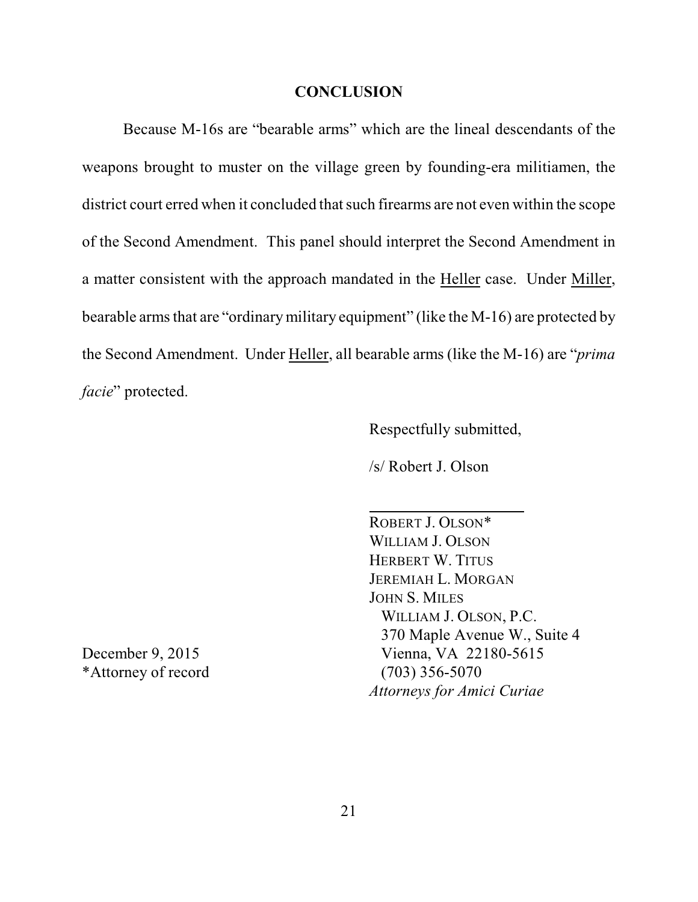## CONCLUSION

Because M-16s are "bearable arms" which are the lineal descendants of the weapons brought to muster on the village green by founding-era militiamen, the district court erred when it concluded that such firearms are not even within the scope of the Second Amendment. This panel should interpret the Second Amendment in a matter consistent with the approach mandated in the Heller case. Under Miller, bearable arms that are "ordinary military equipment" (like the M-16) are protected by the Second Amendment. Under Heller, all bearable arms (like the M-16) are "*prima facie*" protected.

Respectfully submitted,

/s/ Robert J. Olson

ROBERT J. OLSON*
WILLIAM J. OLSON
HERBERT W. TITUS
JEREMIAH L. MORGAN
JOHN S. MILES
WILLIAM J. OLSON, P.C.
370 Maple Avenue W., Suite 4
Vienna, VA 22180-5615
(703) 356-5070
*Attorneys for Amici Curiae*

December 9, 2015
*Attorney of record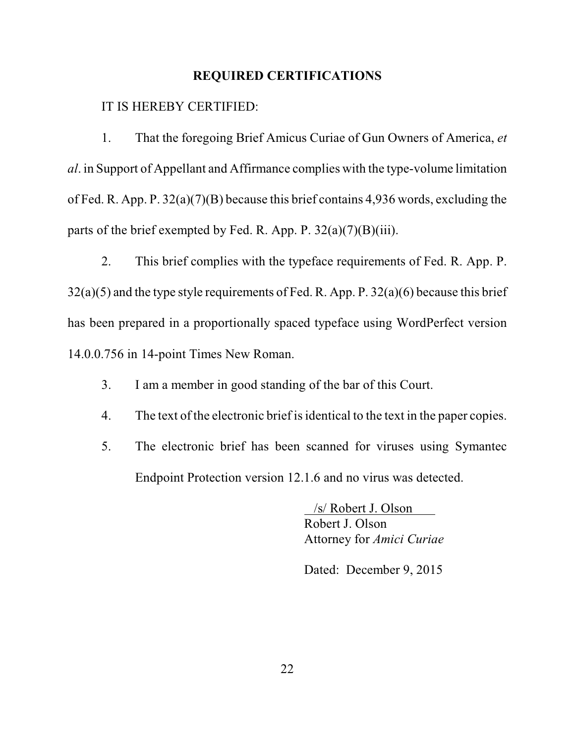**REQUIRED CERTIFICATIONS**

IT IS HEREBY CERTIFIED:

1. That the foregoing Brief Amicus Curiae of Gun Owners of America, *et al*. in Support of Appellant and Affirmance complies with the type-volume limitation of Fed. R. App. P. 32(a)(7)(B) because this brief contains 4,936 words, excluding the parts of the brief exempted by Fed. R. App. P. 32(a)(7)(B)(iii).

2. This brief complies with the typeface requirements of Fed. R. App. P. 32(a)(5) and the type style requirements of Fed. R. App. P. 32(a)(6) because this brief has been prepared in a proportionally spaced typeface using WordPerfect version 14.0.0.756 in 14-point Times New Roman.

3. I am a member in good standing of the bar of this Court.

4. The text of the electronic brief is identical to the text in the paper copies.

5. The electronic brief has been scanned for viruses using Symantec Endpoint Protection version 12.1.6 and no virus was detected.

/s/ Robert J. Olson
Robert J. Olson
Attorney for *Amici Curiae*

Dated: December 9, 2015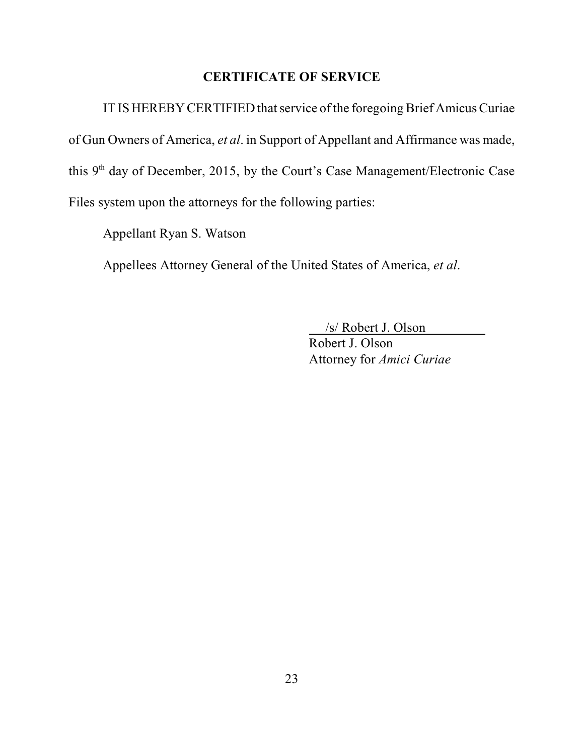## CERTIFICATE OF SERVICE

IT IS HEREBY CERTIFIED that service of the foregoing Brief Amicus Curiae of Gun Owners of America, *et al*. in Support of Appellant and Affirmance was made, this 9th day of December, 2015, by the Court's Case Management/Electronic Case Files system upon the attorneys for the following parties:

Appellant Ryan S. Watson

Appellees Attorney General of the United States of America, *et al*.

/s/ Robert J. Olson
Robert J. Olson
Attorney for *Amici Curiae*